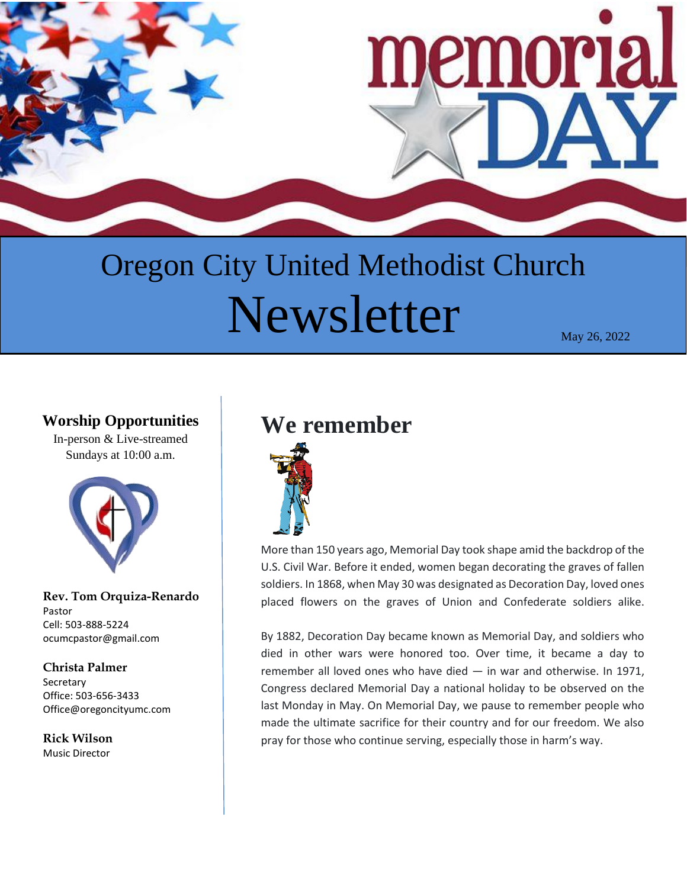# Oregon City United Methodist Church

# Newsletter

May 26, 2022

## We remember

More than 150 years ago, Memorial Day took shape amid the backdrop of the U.S. Civil War. Before it ended, women began decorating the graves of fallen soldiers. In 1868, when May 30 was designated as Decoration Day, loved ones placed flowers on the graves of Union and Confederate soldiers alike.

By 1882, Decoration Day became known as Memorial Day, and soldiers who died in other wars were honored too. Over time, it became a day to remember all loved ones who have died — in war and otherwise. In 1971, Congress declared Memorial Day a national holiday to be observed on the last Monday in May. On Memorial Day, we pause to remember people who made the ultimate sacrifice for their country and for our freedom. We also pray for those who continue serving, especially those in harm's way.

### Worship Opportunities

In-person & Live-streamed
Sundays at 10:00 a.m.

**Rev. Tom Orquiza-Renardo**
Pastor
Cell: 503-888-5224
ocumcpastor@gmail.com

**Christa Palmer**
Secretary
Office: 503-656-3433
Office@oregoncityumc.com

**Rick Wilson**
Music Director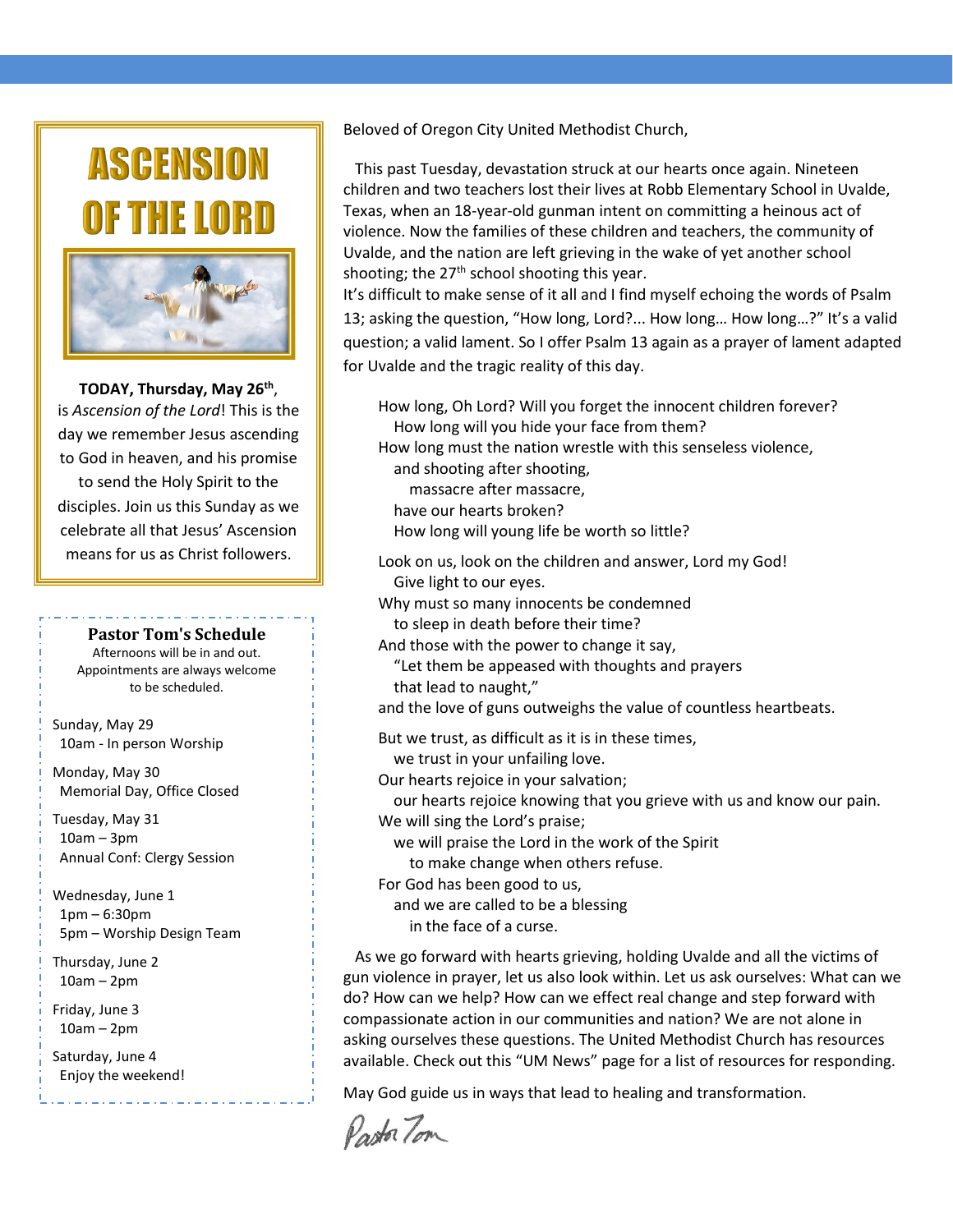# ASCENSION OF THE LORD

**TODAY, Thursday, May 26th**, is *Ascension of the Lord*! This is the day we remember Jesus ascending to God in heaven, and his promise to send the Holy Spirit to the disciples. Join us this Sunday as we celebrate all that Jesus' Ascension means for us as Christ followers.

## Pastor Tom's Schedule

Afternoons will be in and out.
Appointments are always welcome to be scheduled.

Sunday, May 29
10am - In person Worship

Monday, May 30
Memorial Day, Office Closed

Tuesday, May 31
10am – 3pm
Annual Conf: Clergy Session

Wednesday, June 1
1pm – 6:30pm
5pm – Worship Design Team

Thursday, June 2
10am – 2pm

Friday, June 3
10am – 2pm

Saturday, June 4
Enjoy the weekend!

Beloved of Oregon City United Methodist Church,

This past Tuesday, devastation struck at our hearts once again. Nineteen children and two teachers lost their lives at Robb Elementary School in Uvalde, Texas, when an 18-year-old gunman intent on committing a heinous act of violence. Now the families of these children and teachers, the community of Uvalde, and the nation are left grieving in the wake of yet another school shooting; the 27th school shooting this year.

It's difficult to make sense of it all and I find myself echoing the words of Psalm 13; asking the question, "How long, Lord?... How long… How long…?" It's a valid question; a valid lament. So I offer Psalm 13 again as a prayer of lament adapted for Uvalde and the tragic reality of this day.

How long, Oh Lord? Will you forget the innocent children forever?
How long will you hide your face from them?
How long must the nation wrestle with this senseless violence,
and shooting after shooting,
massacre after massacre,
have our hearts broken?
How long will young life be worth so little?

Look on us, look on the children and answer, Lord my God!
Give light to our eyes.
Why must so many innocents be condemned
to sleep in death before their time?
And those with the power to change it say,
"Let them be appeased with thoughts and prayers
that lead to naught,"
and the love of guns outweighs the value of countless heartbeats.

But we trust, as difficult as it is in these times,
we trust in your unfailing love.
Our hearts rejoice in your salvation;
our hearts rejoice knowing that you grieve with us and know our pain.
We will sing the Lord's praise;
we will praise the Lord in the work of the Spirit
to make change when others refuse.
For God has been good to us,
and we are called to be a blessing
in the face of a curse.

As we go forward with hearts grieving, holding Uvalde and all the victims of gun violence in prayer, let us also look within. Let us ask ourselves: What can we do? How can we help? How can we effect real change and step forward with compassionate action in our communities and nation? We are not alone in asking ourselves these questions. The United Methodist Church has resources available. Check out this "UM News" page for a list of resources for responding.

May God guide us in ways that lead to healing and transformation.

Pastor Tom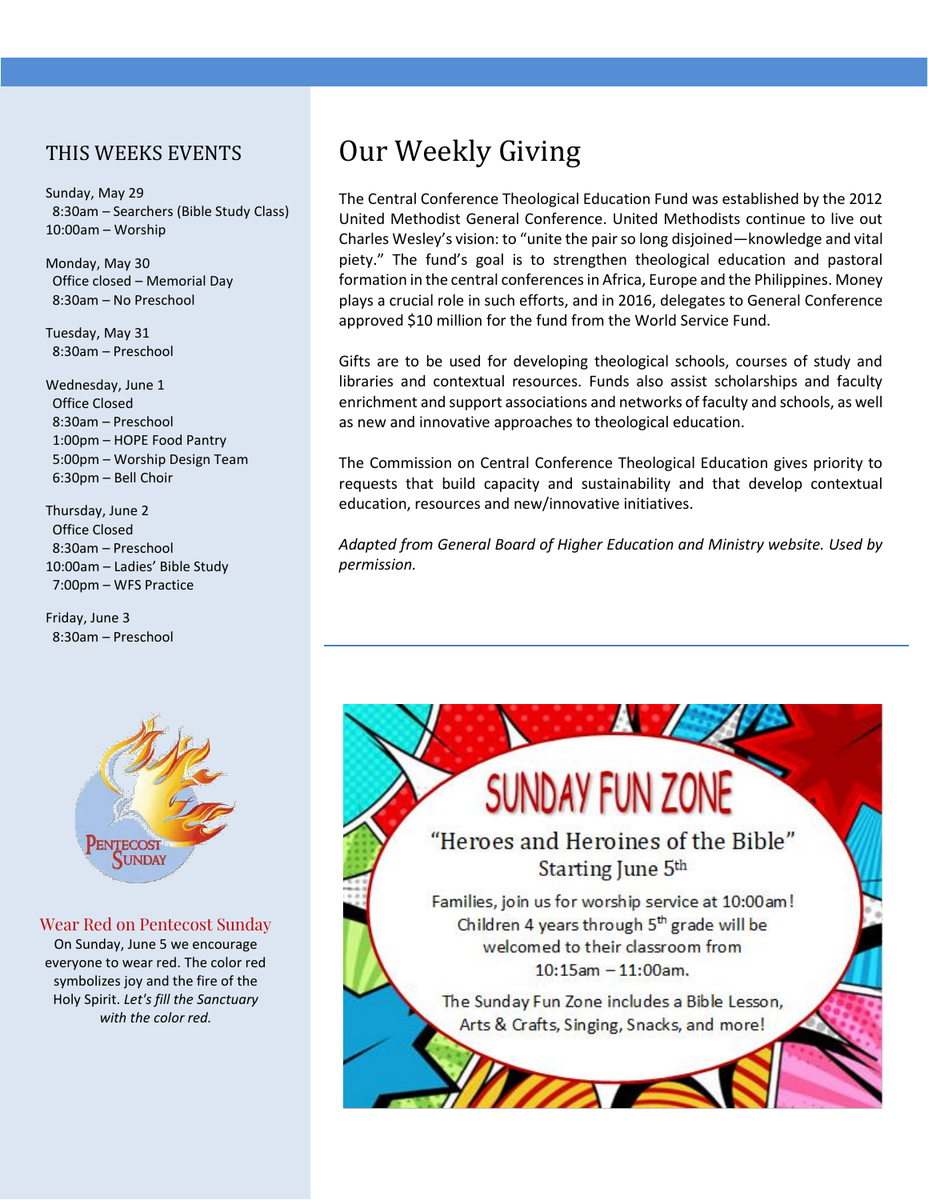## THIS WEEKS EVENTS

Sunday, May 29
8:30am – Searchers (Bible Study Class)
10:00am – Worship

Monday, May 30
Office closed – Memorial Day
8:30am – No Preschool

Tuesday, May 31
8:30am – Preschool

Wednesday, June 1
Office Closed
8:30am – Preschool
1:00pm – HOPE Food Pantry
5:00pm – Worship Design Team
6:30pm – Bell Choir

Thursday, June 2
Office Closed
8:30am – Preschool
10:00am – Ladies' Bible Study
7:00pm – WFS Practice

Friday, June 3
8:30am – Preschool

PENTECOST SUNDAY

### Wear Red on Pentecost Sunday

On Sunday, June 5 we encourage everyone to wear red. The color red symbolizes joy and the fire of the Holy Spirit. *Let's fill the Sanctuary with the color red.*

# Our Weekly Giving

The Central Conference Theological Education Fund was established by the 2012 United Methodist General Conference. United Methodists continue to live out Charles Wesley's vision: to "unite the pair so long disjoined—knowledge and vital piety." The fund's goal is to strengthen theological education and pastoral formation in the central conferences in Africa, Europe and the Philippines. Money plays a crucial role in such efforts, and in 2016, delegates to General Conference approved $10 million for the fund from the World Service Fund.

Gifts are to be used for developing theological schools, courses of study and libraries and contextual resources. Funds also assist scholarships and faculty enrichment and support associations and networks of faculty and schools, as well as new and innovative approaches to theological education.

The Commission on Central Conference Theological Education gives priority to requests that build capacity and sustainability and that develop contextual education, resources and new/innovative initiatives.

*Adapted from General Board of Higher Education and Ministry website. Used by permission.*

## SUNDAY FUN ZONE

"Heroes and Heroines of the Bible"
Starting June 5th

Families, join us for worship service at 10:00am! Children 4 years through 5th grade will be welcomed to their classroom from 10:15am – 11:00am.

The Sunday Fun Zone includes a Bible Lesson, Arts & Crafts, Singing, Snacks, and more!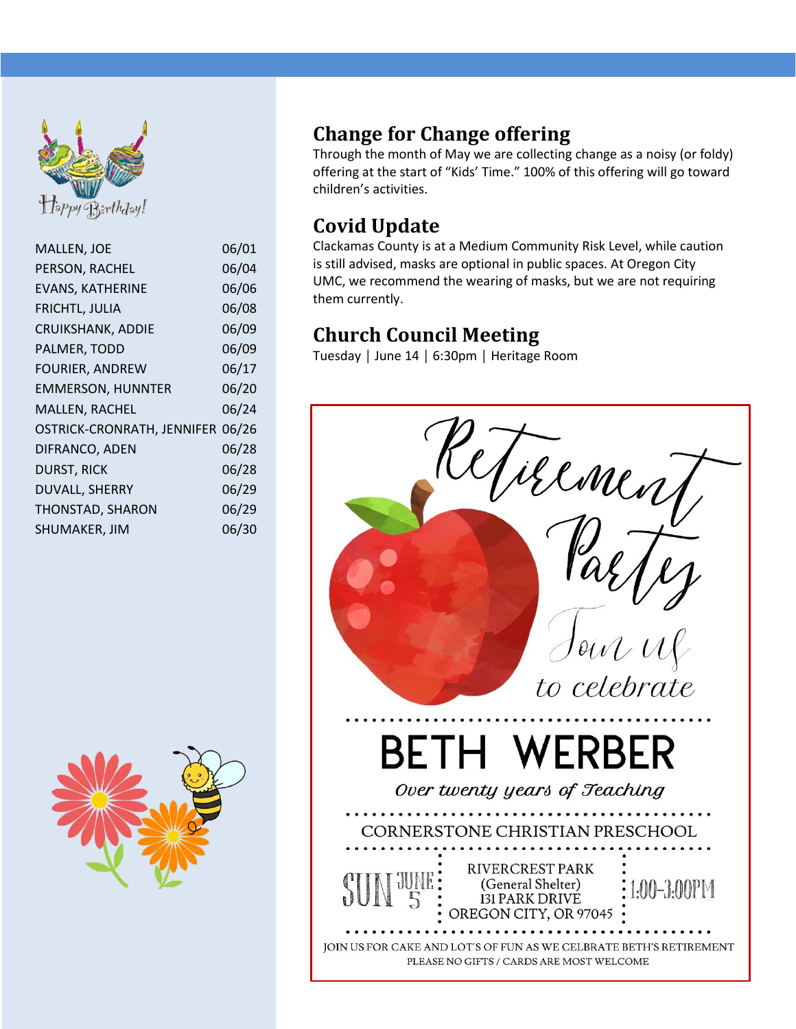Happy Birthday!

| | |
|---|---|
| MALLEN, JOE | 06/01 |
| PERSON, RACHEL | 06/04 |
| EVANS, KATHERINE | 06/06 |
| FRICHTL, JULIA | 06/08 |
| CRUIKSHANK, ADDIE | 06/09 |
| PALMER, TODD | 06/09 |
| FOURIER, ANDREW | 06/17 |
| EMMERSON, HUNNTER | 06/20 |
| MALLEN, RACHEL | 06/24 |
| OSTRICK-CRONRATH, JENNIFER | 06/26 |
| DIFRANCO, ADEN | 06/28 |
| DURST, RICK | 06/28 |
| DUVALL, SHERRY | 06/29 |
| THONSTAD, SHARON | 06/29 |
| SHUMAKER, JIM | 06/30 |

## Change for Change offering

Through the month of May we are collecting change as a noisy (or foldy) offering at the start of "Kids' Time." 100% of this offering will go toward children's activities.

## Covid Update

Clackamas County is at a Medium Community Risk Level, while caution is still advised, masks are optional in public spaces. At Oregon City UMC, we recommend the wearing of masks, but we are not requiring them currently.

## Church Council Meeting

Tuesday | June 14 | 6:30pm | Heritage Room

*Retirement Party*

*Join us to celebrate*

**BETH WERBER**

*Over twenty years of Teaching*

CORNERSTONE CHRISTIAN PRESCHOOL

SUN JUNE 5

RIVERCREST PARK (General Shelter) 131 PARK DRIVE OREGON CITY, OR 97045

1:00-3:00PM

JOIN US FOR CAKE AND LOT'S OF FUN AS WE CELBRATE BETH'S RETIREMENT

PLEASE NO GIFTS / CARDS ARE MOST WELCOME